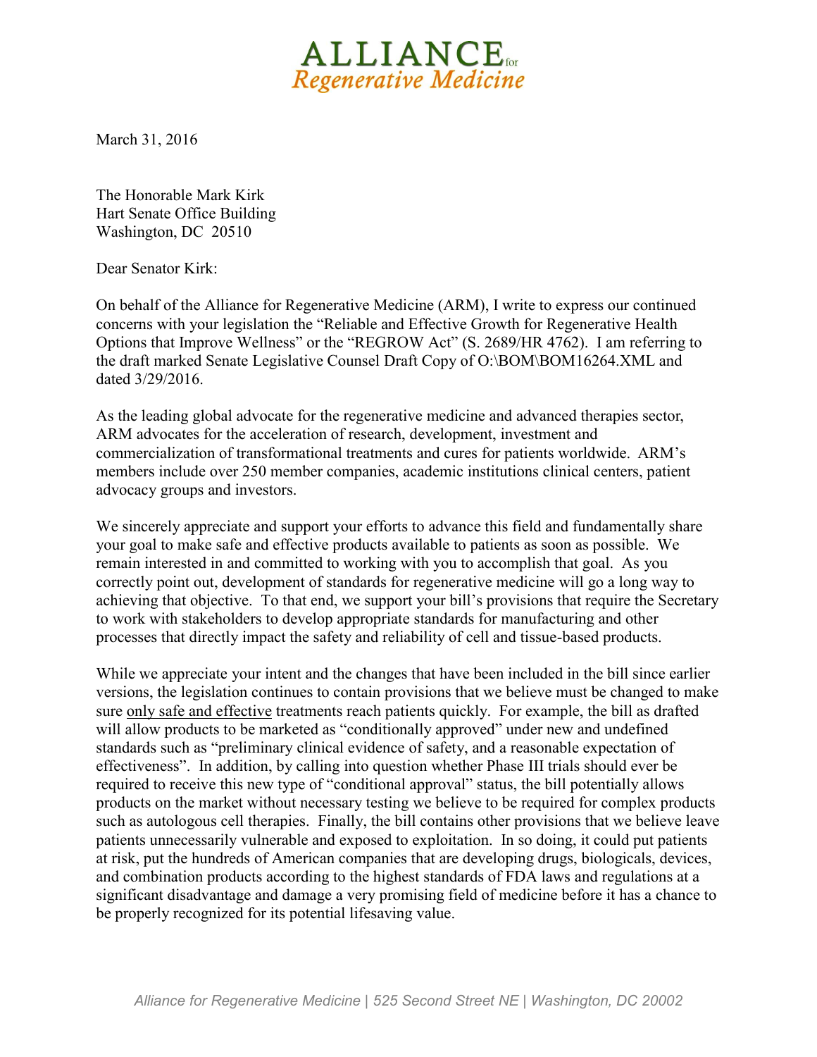# ALLIANCE for *Regenerative Medicine*

March 31, 2016

The Honorable Mark Kirk
Hart Senate Office Building
Washington, DC 20510

Dear Senator Kirk:

On behalf of the Alliance for Regenerative Medicine (ARM), I write to express our continued concerns with your legislation the "Reliable and Effective Growth for Regenerative Health Options that Improve Wellness" or the "REGROW Act" (S. 2689/HR 4762). I am referring to the draft marked Senate Legislative Counsel Draft Copy of O:\BOM\BOM16264.XML and dated 3/29/2016.

As the leading global advocate for the regenerative medicine and advanced therapies sector, ARM advocates for the acceleration of research, development, investment and commercialization of transformational treatments and cures for patients worldwide. ARM's members include over 250 member companies, academic institutions clinical centers, patient advocacy groups and investors.

We sincerely appreciate and support your efforts to advance this field and fundamentally share your goal to make safe and effective products available to patients as soon as possible. We remain interested in and committed to working with you to accomplish that goal. As you correctly point out, development of standards for regenerative medicine will go a long way to achieving that objective. To that end, we support your bill's provisions that require the Secretary to work with stakeholders to develop appropriate standards for manufacturing and other processes that directly impact the safety and reliability of cell and tissue-based products.

While we appreciate your intent and the changes that have been included in the bill since earlier versions, the legislation continues to contain provisions that we believe must be changed to make sure <u>only safe and effective</u> treatments reach patients quickly. For example, the bill as drafted will allow products to be marketed as "conditionally approved" under new and undefined standards such as "preliminary clinical evidence of safety, and a reasonable expectation of effectiveness". In addition, by calling into question whether Phase III trials should ever be required to receive this new type of "conditional approval" status, the bill potentially allows products on the market without necessary testing we believe to be required for complex products such as autologous cell therapies. Finally, the bill contains other provisions that we believe leave patients unnecessarily vulnerable and exposed to exploitation. In so doing, it could put patients at risk, put the hundreds of American companies that are developing drugs, biologicals, devices, and combination products according to the highest standards of FDA laws and regulations at a significant disadvantage and damage a very promising field of medicine before it has a chance to be properly recognized for its potential lifesaving value.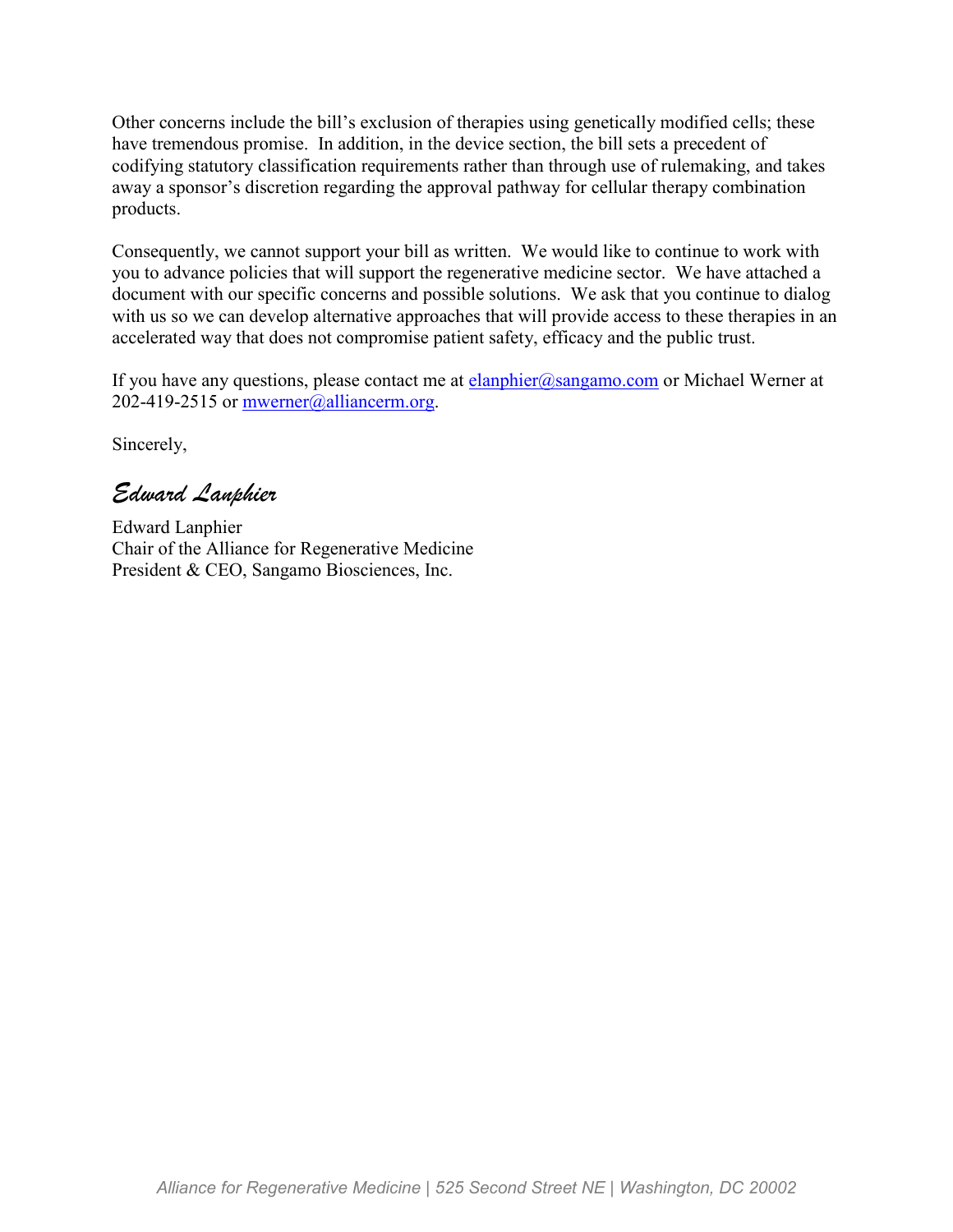Other concerns include the bill's exclusion of therapies using genetically modified cells; these have tremendous promise. In addition, in the device section, the bill sets a precedent of codifying statutory classification requirements rather than through use of rulemaking, and takes away a sponsor's discretion regarding the approval pathway for cellular therapy combination products.

Consequently, we cannot support your bill as written. We would like to continue to work with you to advance policies that will support the regenerative medicine sector. We have attached a document with our specific concerns and possible solutions. We ask that you continue to dialog with us so we can develop alternative approaches that will provide access to these therapies in an accelerated way that does not compromise patient safety, efficacy and the public trust.

If you have any questions, please contact me at elanphier@sangamo.com or Michael Werner at 202-419-2515 or mwerner@alliancerm.org.

Sincerely,

*Edward Lanphier*

Edward Lanphier
Chair of the Alliance for Regenerative Medicine
President & CEO, Sangamo Biosciences, Inc.